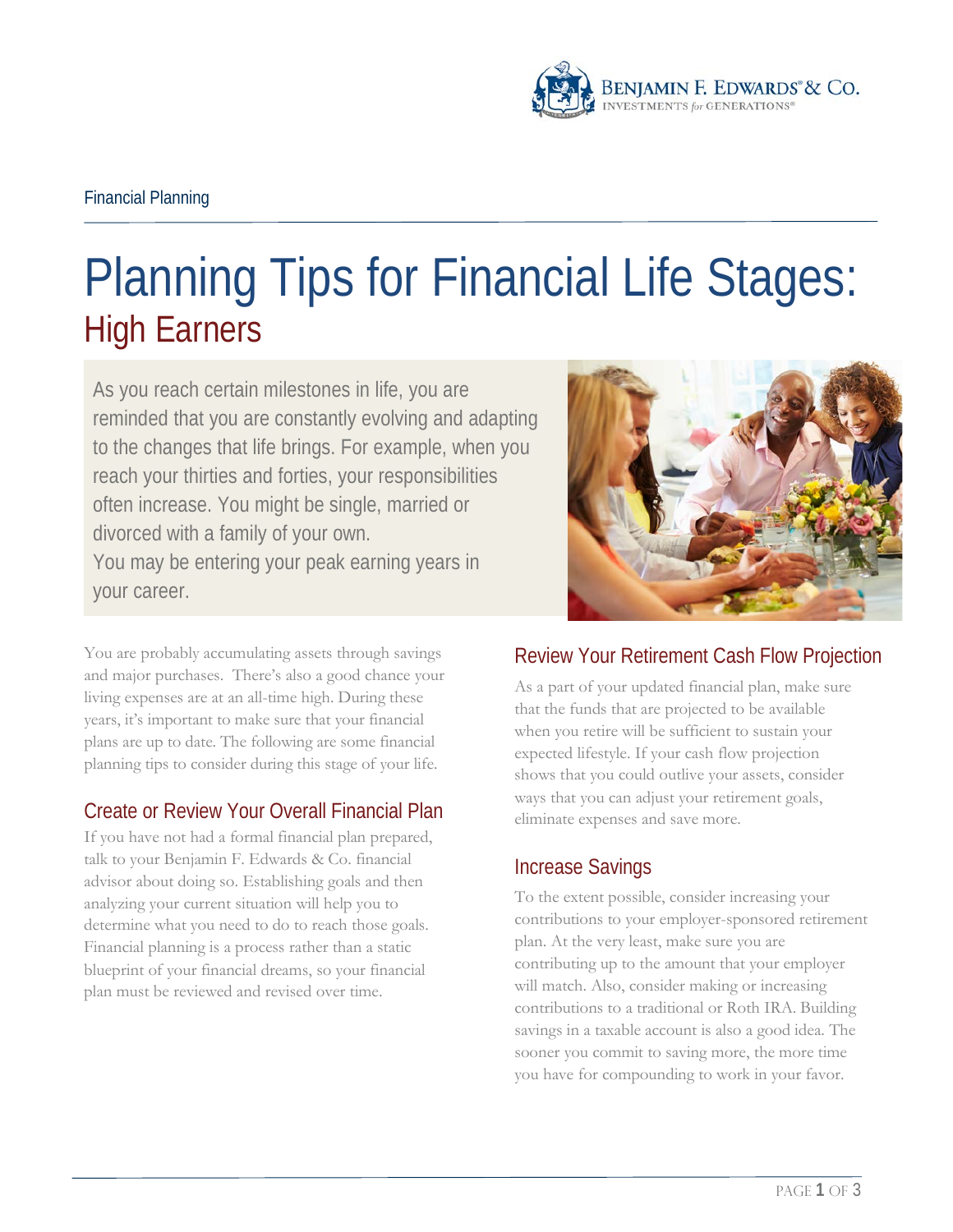Financial Planning

# Planning Tips for Financial Life Stages:

## High Earners

As you reach certain milestones in life, you are reminded that you are constantly evolving and adapting to the changes that life brings. For example, when you reach your thirties and forties, your responsibilities often increase. You might be single, married or divorced with a family of your own.
You may be entering your peak earning years in your career.

You are probably accumulating assets through savings and major purchases. There's also a good chance your living expenses are at an all-time high. During these years, it's important to make sure that your financial plans are up to date. The following are some financial planning tips to consider during this stage of your life.

### Create or Review Your Overall Financial Plan

If you have not had a formal financial plan prepared, talk to your Benjamin F. Edwards & Co. financial advisor about doing so. Establishing goals and then analyzing your current situation will help you to determine what you need to do to reach those goals. Financial planning is a process rather than a static blueprint of your financial dreams, so your financial plan must be reviewed and revised over time.

### Review Your Retirement Cash Flow Projection

As a part of your updated financial plan, make sure that the funds that are projected to be available when you retire will be sufficient to sustain your expected lifestyle. If your cash flow projection shows that you could outlive your assets, consider ways that you can adjust your retirement goals, eliminate expenses and save more.

### Increase Savings

To the extent possible, consider increasing your contributions to your employer-sponsored retirement plan. At the very least, make sure you are contributing up to the amount that your employer will match. Also, consider making or increasing contributions to a traditional or Roth IRA. Building savings in a taxable account is also a good idea. The sooner you commit to saving more, the more time you have for compounding to work in your favor.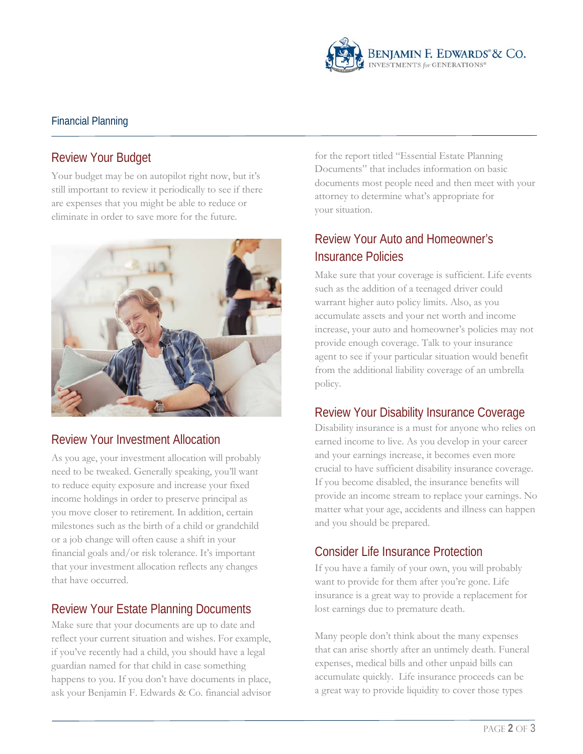Financial Planning

## Review Your Budget

Your budget may be on autopilot right now, but it's still important to review it periodically to see if there are expenses that you might be able to reduce or eliminate in order to save more for the future.

## Review Your Investment Allocation

As you age, your investment allocation will probably need to be tweaked. Generally speaking, you'll want to reduce equity exposure and increase your fixed income holdings in order to preserve principal as you move closer to retirement. In addition, certain milestones such as the birth of a child or grandchild or a job change will often cause a shift in your financial goals and/or risk tolerance. It's important that your investment allocation reflects any changes that have occurred.

## Review Your Estate Planning Documents

Make sure that your documents are up to date and reflect your current situation and wishes. For example, if you've recently had a child, you should have a legal guardian named for that child in case something happens to you. If you don't have documents in place, ask your Benjamin F. Edwards & Co. financial advisor for the report titled "Essential Estate Planning Documents" that includes information on basic documents most people need and then meet with your attorney to determine what's appropriate for your situation.

## Review Your Auto and Homeowner's Insurance Policies

Make sure that your coverage is sufficient. Life events such as the addition of a teenaged driver could warrant higher auto policy limits. Also, as you accumulate assets and your net worth and income increase, your auto and homeowner's policies may not provide enough coverage. Talk to your insurance agent to see if your particular situation would benefit from the additional liability coverage of an umbrella policy.

## Review Your Disability Insurance Coverage

Disability insurance is a must for anyone who relies on earned income to live. As you develop in your career and your earnings increase, it becomes even more crucial to have sufficient disability insurance coverage. If you become disabled, the insurance benefits will provide an income stream to replace your earnings. No matter what your age, accidents and illness can happen and you should be prepared.

## Consider Life Insurance Protection

If you have a family of your own, you will probably want to provide for them after you're gone. Life insurance is a great way to provide a replacement for lost earnings due to premature death.

Many people don't think about the many expenses that can arise shortly after an untimely death. Funeral expenses, medical bills and other unpaid bills can accumulate quickly. Life insurance proceeds can be a great way to provide liquidity to cover those types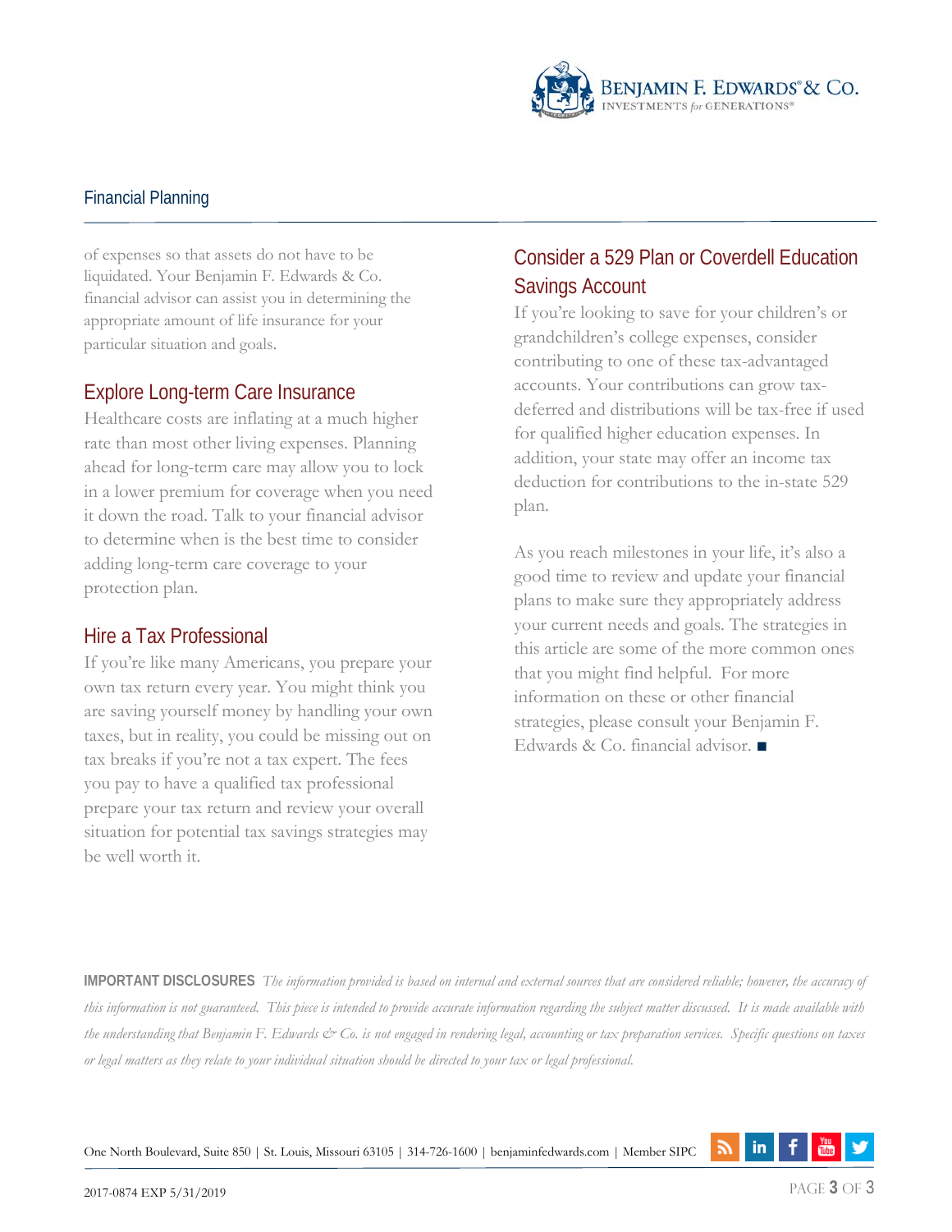of expenses so that assets do not have to be liquidated. Your Benjamin F. Edwards & Co. financial advisor can assist you in determining the appropriate amount of life insurance for your particular situation and goals.

## Explore Long-term Care Insurance

Healthcare costs are inflating at a much higher rate than most other living expenses. Planning ahead for long-term care may allow you to lock in a lower premium for coverage when you need it down the road. Talk to your financial advisor to determine when is the best time to consider adding long-term care coverage to your protection plan.

## Hire a Tax Professional

If you're like many Americans, you prepare your own tax return every year. You might think you are saving yourself money by handling your own taxes, but in reality, you could be missing out on tax breaks if you're not a tax expert. The fees you pay to have a qualified tax professional prepare your tax return and review your overall situation for potential tax savings strategies may be well worth it.

## Consider a 529 Plan or Coverdell Education Savings Account

If you're looking to save for your children's or grandchildren's college expenses, consider contributing to one of these tax-advantaged accounts. Your contributions can grow tax-deferred and distributions will be tax-free if used for qualified higher education expenses. In addition, your state may offer an income tax deduction for contributions to the in-state 529 plan.

As you reach milestones in your life, it's also a good time to review and update your financial plans to make sure they appropriately address your current needs and goals. The strategies in this article are some of the more common ones that you might find helpful. For more information on these or other financial strategies, please consult your Benjamin F. Edwards & Co. financial advisor. ■

**IMPORTANT DISCLOSURES** *The information provided is based on internal and external sources that are considered reliable; however, the accuracy of this information is not guaranteed. This piece is intended to provide accurate information regarding the subject matter discussed. It is made available with the understanding that Benjamin F. Edwards & Co. is not engaged in rendering legal, accounting or tax preparation services. Specific questions on taxes or legal matters as they relate to your individual situation should be directed to your tax or legal professional.*

One North Boulevard, Suite 850 | St. Louis, Missouri 63105 | 314-726-1600 | benjaminfedwards.com | Member SIPC

2017-0874 EXP 5/31/2019